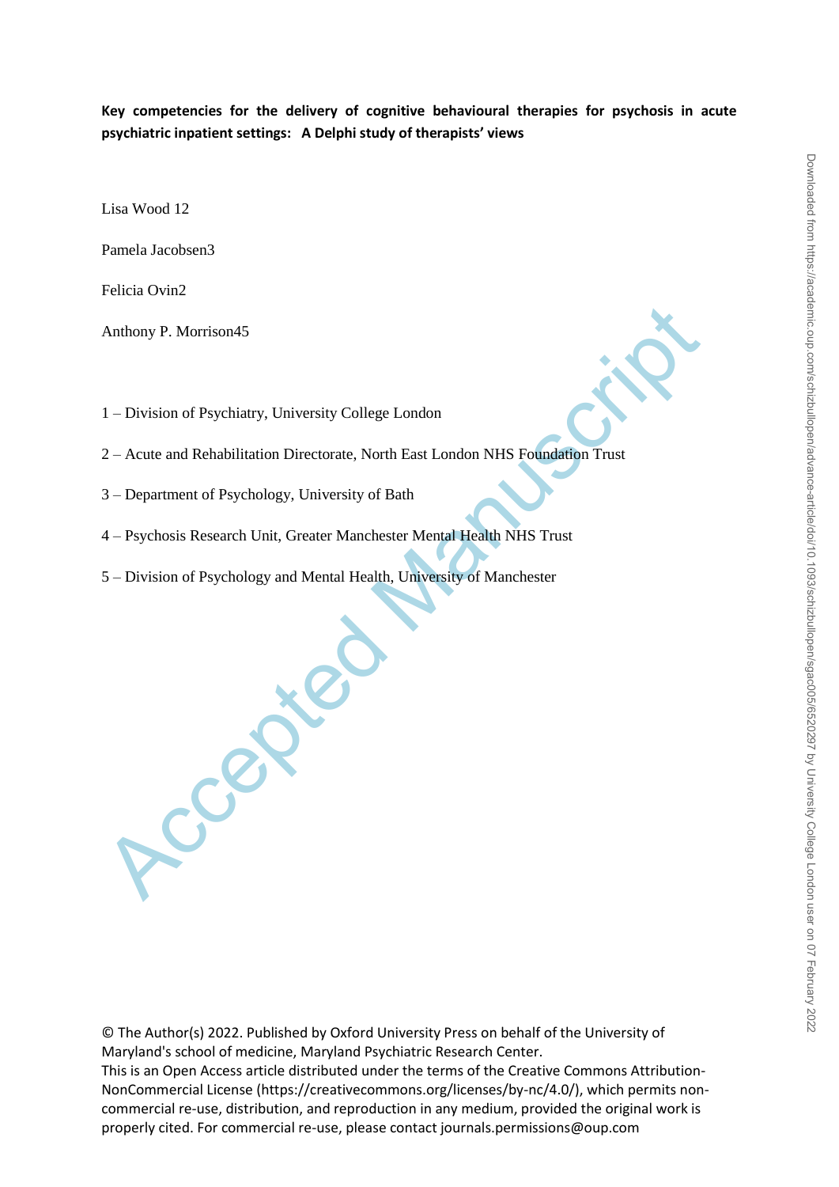**Key competencies for the delivery of cognitive behavioural therapies for psychosis in acute psychiatric inpatient settings: A Delphi study of therapists' views**

Lisa Wood [1,2]

Pamela Jacobsen [3]

Felicia Ovin [2]

Anthony P. Morrison [4,5]

1 – Division of Psychiatry, University College London

2 – Acute and Rehabilitation Directorate, North East London NHS Foundation Trust

3 – Department of Psychology, University of Bath

4 – Psychosis Research Unit, Greater Manchester Mental Health NHS Trust

5 – Division of Psychology and Mental Health, University of Manchester

© The Author(s) 2022. Published by Oxford University Press on behalf of the University of Maryland's school of medicine, Maryland Psychiatric Research Center.
This is an Open Access article distributed under the terms of the Creative Commons Attribution-NonCommercial License (https://creativecommons.org/licenses/by-nc/4.0/), which permits non-commercial re-use, distribution, and reproduction in any medium, provided the original work is properly cited. For commercial re-use, please contact journals.permissions@oup.com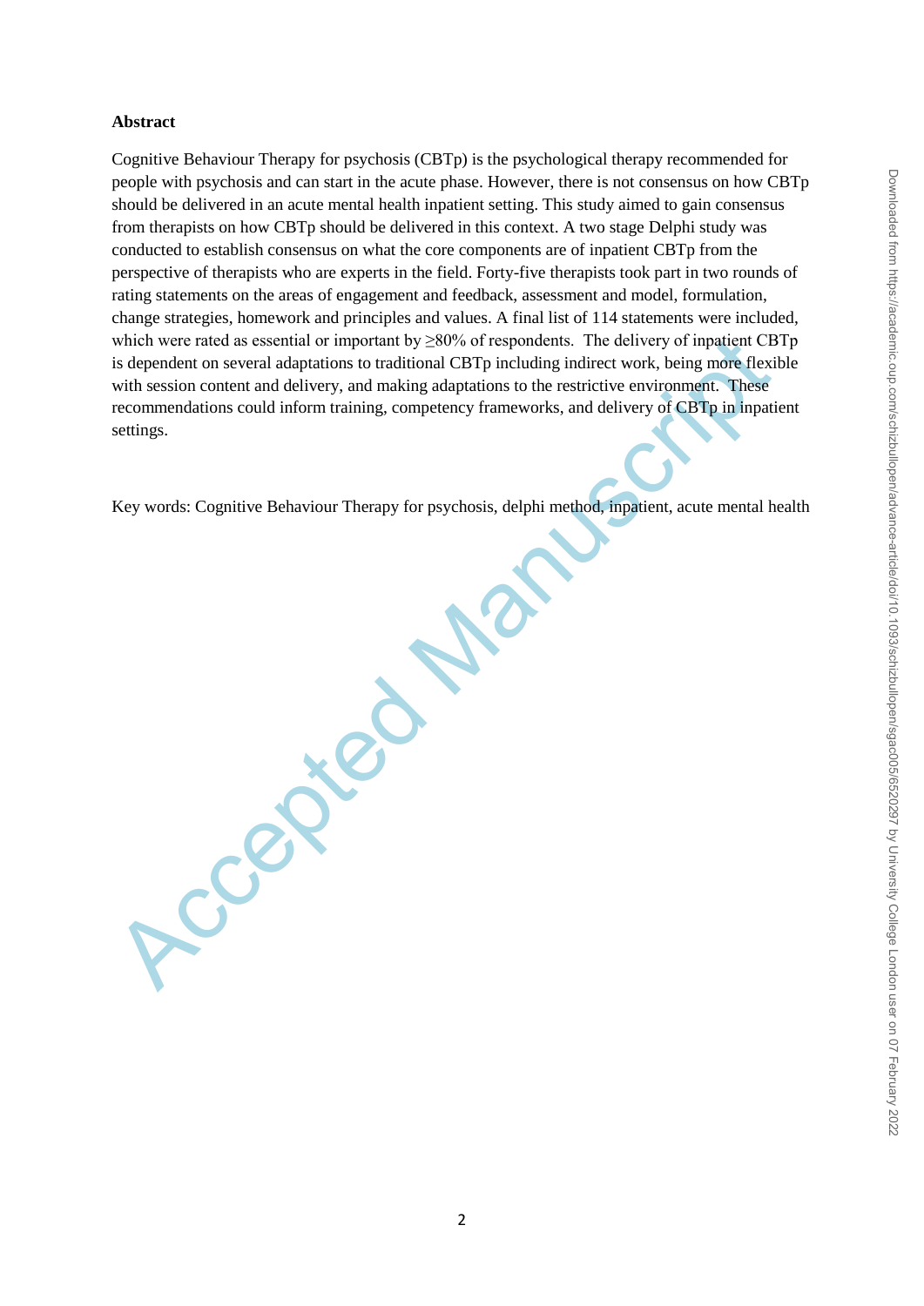**Abstract**

Cognitive Behaviour Therapy for psychosis (CBTp) is the psychological therapy recommended for people with psychosis and can start in the acute phase. However, there is not consensus on how CBTp should be delivered in an acute mental health inpatient setting. This study aimed to gain consensus from therapists on how CBTp should be delivered in this context. A two stage Delphi study was conducted to establish consensus on what the core components are of inpatient CBTp from the perspective of therapists who are experts in the field. Forty-five therapists took part in two rounds of rating statements on the areas of engagement and feedback, assessment and model, formulation, change strategies, homework and principles and values. A final list of 114 statements were included, which were rated as essential or important by ≥80% of respondents. The delivery of inpatient CBTp is dependent on several adaptations to traditional CBTp including indirect work, being more flexible with session content and delivery, and making adaptations to the restrictive environment. These recommendations could inform training, competency frameworks, and delivery of CBTp in inpatient settings.

Key words: Cognitive Behaviour Therapy for psychosis, delphi method, inpatient, acute mental health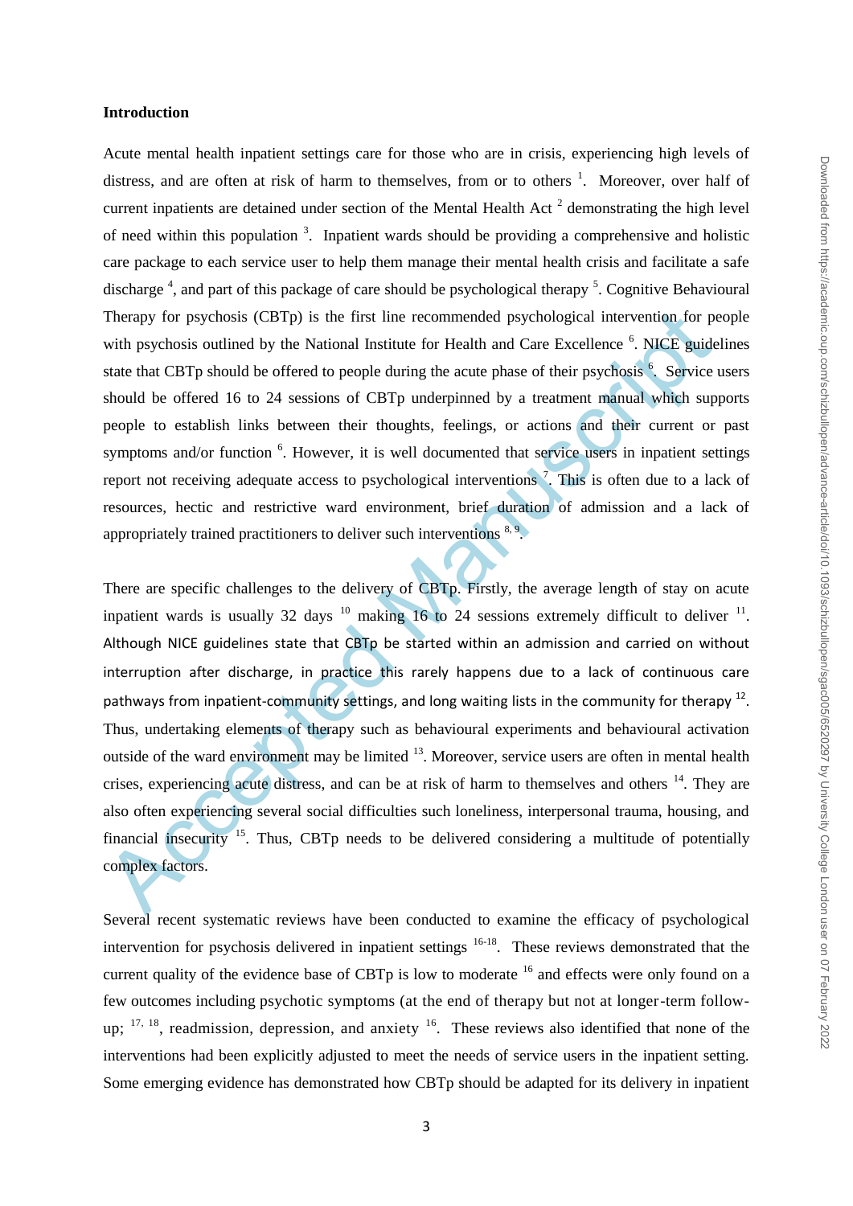**Introduction**

Acute mental health inpatient settings care for those who are in crisis, experiencing high levels of distress, and are often at risk of harm to themselves, from or to others [1]. Moreover, over half of current inpatients are detained under section of the Mental Health Act [2] demonstrating the high level of need within this population [3]. Inpatient wards should be providing a comprehensive and holistic care package to each service user to help them manage their mental health crisis and facilitate a safe discharge [4], and part of this package of care should be psychological therapy [5]. Cognitive Behavioural Therapy for psychosis (CBTp) is the first line recommended psychological intervention for people with psychosis outlined by the National Institute for Health and Care Excellence [6]. NICE guidelines state that CBTp should be offered to people during the acute phase of their psychosis [6]. Service users should be offered 16 to 24 sessions of CBTp underpinned by a treatment manual which supports people to establish links between their thoughts, feelings, or actions and their current or past symptoms and/or function [6]. However, it is well documented that service users in inpatient settings report not receiving adequate access to psychological interventions [7]. This is often due to a lack of resources, hectic and restrictive ward environment, brief duration of admission and a lack of appropriately trained practitioners to deliver such interventions [8, 9].

There are specific challenges to the delivery of CBTp. Firstly, the average length of stay on acute inpatient wards is usually 32 days [10] making 16 to 24 sessions extremely difficult to deliver [11]. Although NICE guidelines state that CBTp be started within an admission and carried on without interruption after discharge, in practice this rarely happens due to a lack of continuous care pathways from inpatient-community settings, and long waiting lists in the community for therapy [12]. Thus, undertaking elements of therapy such as behavioural experiments and behavioural activation outside of the ward environment may be limited [13]. Moreover, service users are often in mental health crises, experiencing acute distress, and can be at risk of harm to themselves and others [14]. They are also often experiencing several social difficulties such loneliness, interpersonal trauma, housing, and financial insecurity [15]. Thus, CBTp needs to be delivered considering a multitude of potentially complex factors.

Several recent systematic reviews have been conducted to examine the efficacy of psychological intervention for psychosis delivered in inpatient settings [16-18]. These reviews demonstrated that the current quality of the evidence base of CBTp is low to moderate [16] and effects were only found on a few outcomes including psychotic symptoms (at the end of therapy but not at longer-term follow-up; [17, 18], readmission, depression, and anxiety [16]. These reviews also identified that none of the interventions had been explicitly adjusted to meet the needs of service users in the inpatient setting. Some emerging evidence has demonstrated how CBTp should be adapted for its delivery in inpatient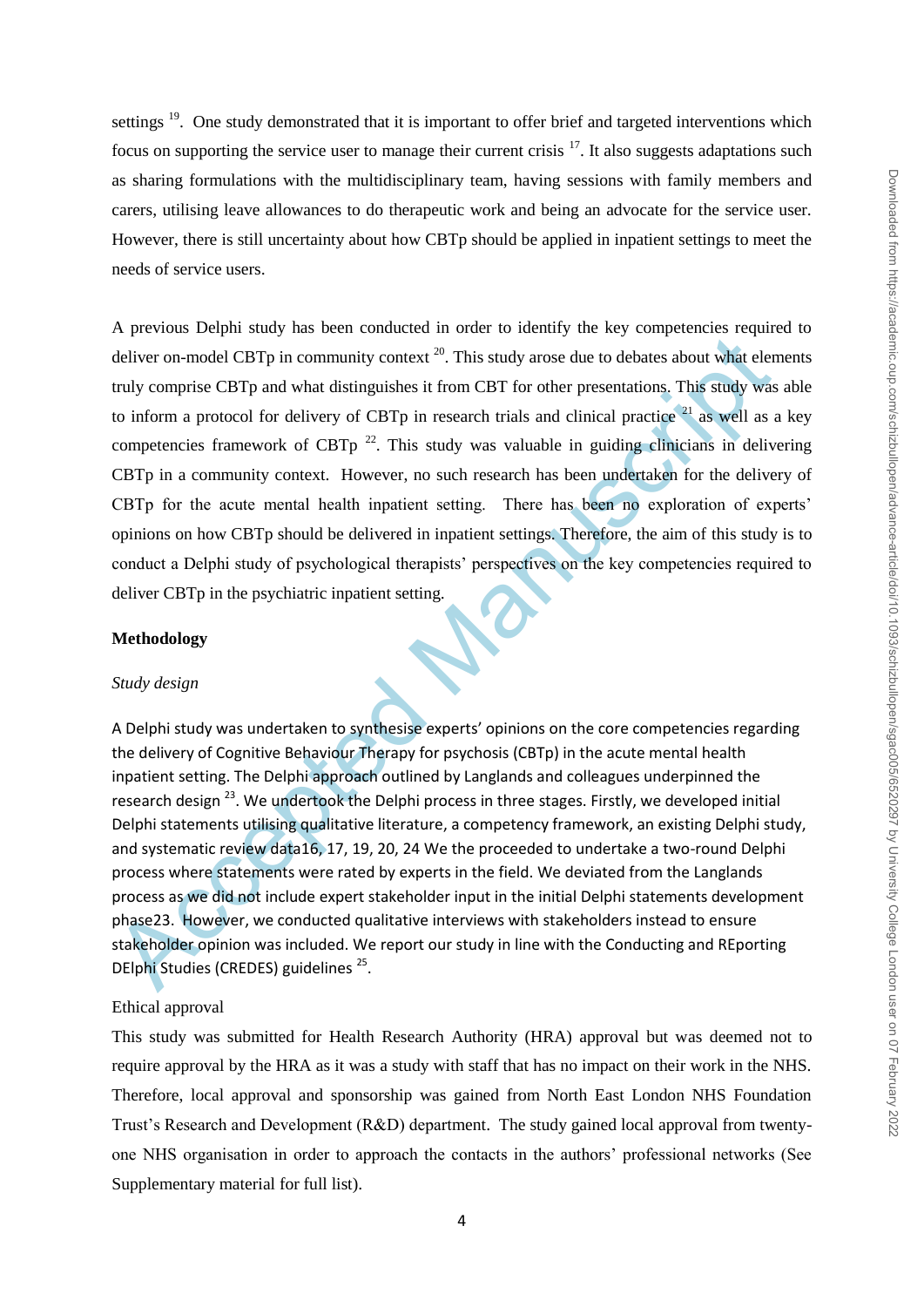settings [19]. One study demonstrated that it is important to offer brief and targeted interventions which focus on supporting the service user to manage their current crisis [17]. It also suggests adaptations such as sharing formulations with the multidisciplinary team, having sessions with family members and carers, utilising leave allowances to do therapeutic work and being an advocate for the service user. However, there is still uncertainty about how CBTp should be applied in inpatient settings to meet the needs of service users.

A previous Delphi study has been conducted in order to identify the key competencies required to deliver on-model CBTp in community context [20]. This study arose due to debates about what elements truly comprise CBTp and what distinguishes it from CBT for other presentations. This study was able to inform a protocol for delivery of CBTp in research trials and clinical practice [21] as well as a key competencies framework of CBTp [22]. This study was valuable in guiding clinicians in delivering CBTp in a community context. However, no such research has been undertaken for the delivery of CBTp for the acute mental health inpatient setting. There has been no exploration of experts' opinions on how CBTp should be delivered in inpatient settings. Therefore, the aim of this study is to conduct a Delphi study of psychological therapists' perspectives on the key competencies required to deliver CBTp in the psychiatric inpatient setting.

## Methodology

### *Study design*

A Delphi study was undertaken to synthesise experts' opinions on the core competencies regarding the delivery of Cognitive Behaviour Therapy for psychosis (CBTp) in the acute mental health inpatient setting. The Delphi approach outlined by Langlands and colleagues underpinned the research design [23]. We undertook the Delphi process in three stages. Firstly, we developed initial Delphi statements utilising qualitative literature, a competency framework, an existing Delphi study, and systematic review data16, 17, 19, 20, 24 We the proceeded to undertake a two-round Delphi process where statements were rated by experts in the field. We deviated from the Langlands process as we did not include expert stakeholder input in the initial Delphi statements development phase23. However, we conducted qualitative interviews with stakeholders instead to ensure stakeholder opinion was included. We report our study in line with the Conducting and REporting DElphi Studies (CREDES) guidelines [25].

### Ethical approval

This study was submitted for Health Research Authority (HRA) approval but was deemed not to require approval by the HRA as it was a study with staff that has no impact on their work in the NHS. Therefore, local approval and sponsorship was gained from North East London NHS Foundation Trust's Research and Development (R&D) department. The study gained local approval from twenty-one NHS organisation in order to approach the contacts in the authors' professional networks (See Supplementary material for full list).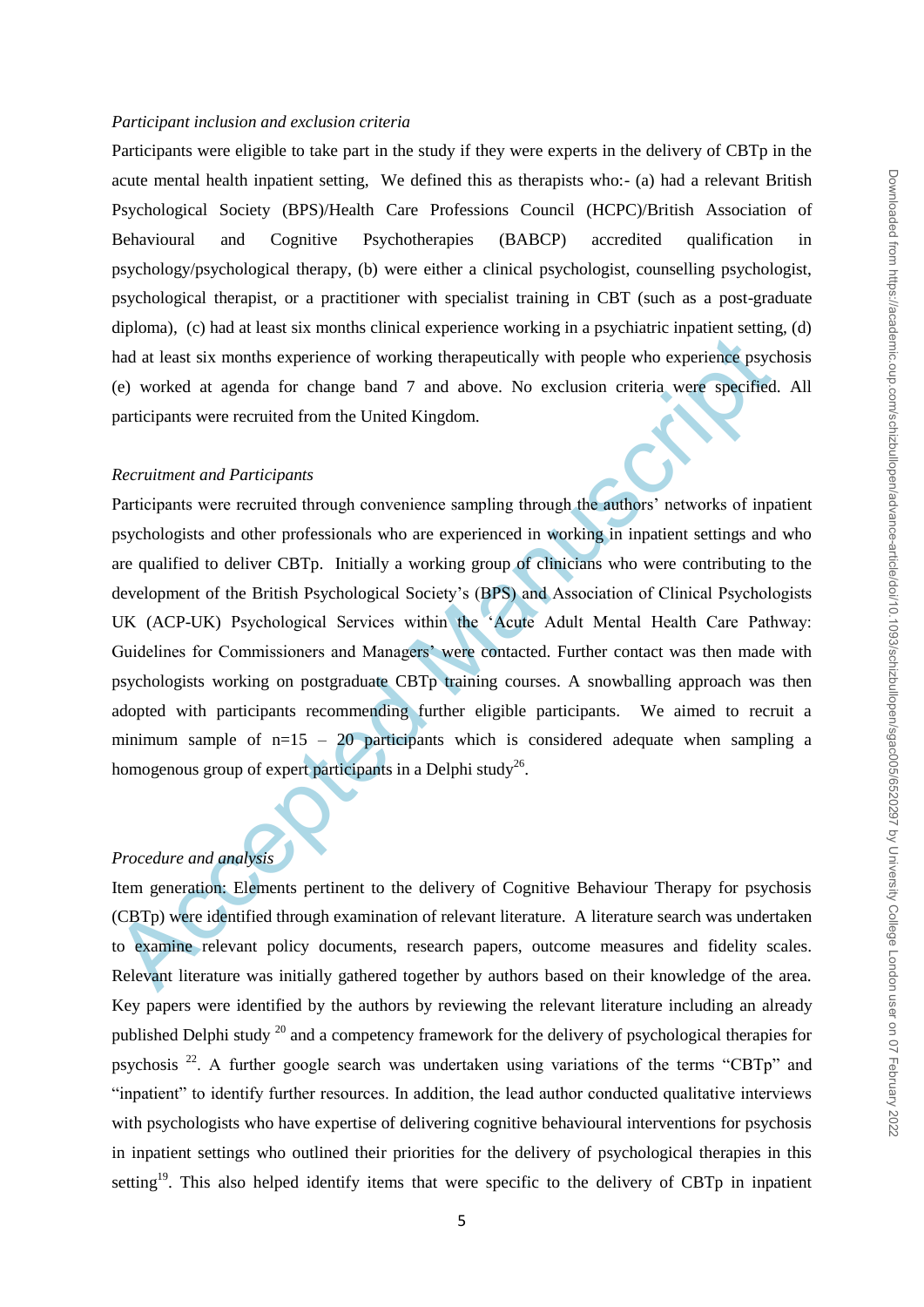*Participant inclusion and exclusion criteria*

Participants were eligible to take part in the study if they were experts in the delivery of CBTp in the acute mental health inpatient setting, We defined this as therapists who:- (a) had a relevant British Psychological Society (BPS)/Health Care Professions Council (HCPC)/British Association of Behavioural and Cognitive Psychotherapies (BABCP) accredited qualification in psychology/psychological therapy, (b) were either a clinical psychologist, counselling psychologist, psychological therapist, or a practitioner with specialist training in CBT (such as a post-graduate diploma), (c) had at least six months clinical experience working in a psychiatric inpatient setting, (d) had at least six months experience of working therapeutically with people who experience psychosis (e) worked at agenda for change band 7 and above. No exclusion criteria were specified. All participants were recruited from the United Kingdom.

*Recruitment and Participants*

Participants were recruited through convenience sampling through the authors' networks of inpatient psychologists and other professionals who are experienced in working in inpatient settings and who are qualified to deliver CBTp. Initially a working group of clinicians who were contributing to the development of the British Psychological Society's (BPS) and Association of Clinical Psychologists UK (ACP-UK) Psychological Services within the 'Acute Adult Mental Health Care Pathway: Guidelines for Commissioners and Managers' were contacted. Further contact was then made with psychologists working on postgraduate CBTp training courses. A snowballing approach was then adopted with participants recommending further eligible participants. We aimed to recruit a minimum sample of n=15 – 20 participants which is considered adequate when sampling a homogenous group of expert participants in a Delphi study[26].

*Procedure and analysis*

Item generation: Elements pertinent to the delivery of Cognitive Behaviour Therapy for psychosis (CBTp) were identified through examination of relevant literature. A literature search was undertaken to examine relevant policy documents, research papers, outcome measures and fidelity scales. Relevant literature was initially gathered together by authors based on their knowledge of the area. Key papers were identified by the authors by reviewing the relevant literature including an already published Delphi study [20] and a competency framework for the delivery of psychological therapies for psychosis [22]. A further google search was undertaken using variations of the terms "CBTp" and "inpatient" to identify further resources. In addition, the lead author conducted qualitative interviews with psychologists who have expertise of delivering cognitive behavioural interventions for psychosis in inpatient settings who outlined their priorities for the delivery of psychological therapies in this setting[19]. This also helped identify items that were specific to the delivery of CBTp in inpatient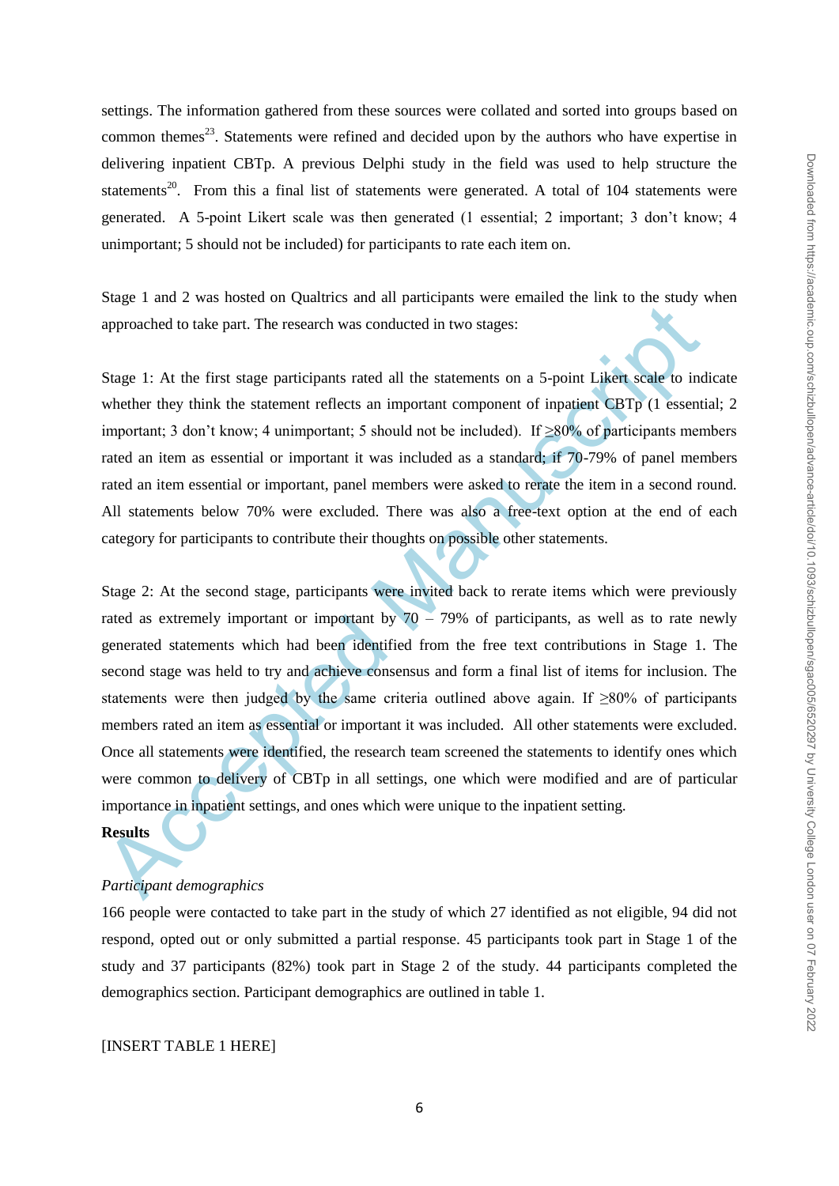settings. The information gathered from these sources were collated and sorted into groups based on common themes[23]. Statements were refined and decided upon by the authors who have expertise in delivering inpatient CBTp. A previous Delphi study in the field was used to help structure the statements[20]. From this a final list of statements were generated. A total of 104 statements were generated. A 5-point Likert scale was then generated (1 essential; 2 important; 3 don't know; 4 unimportant; 5 should not be included) for participants to rate each item on.

Stage 1 and 2 was hosted on Qualtrics and all participants were emailed the link to the study when approached to take part. The research was conducted in two stages:

Stage 1: At the first stage participants rated all the statements on a 5-point Likert scale to indicate whether they think the statement reflects an important component of inpatient CBTp (1 essential; 2 important; 3 don't know; 4 unimportant; 5 should not be included). If ≥80% of participants members rated an item as essential or important it was included as a standard; if 70-79% of panel members rated an item essential or important, panel members were asked to rerate the item in a second round. All statements below 70% were excluded. There was also a free-text option at the end of each category for participants to contribute their thoughts on possible other statements.

Stage 2: At the second stage, participants were invited back to rerate items which were previously rated as extremely important or important by 70 – 79% of participants, as well as to rate newly generated statements which had been identified from the free text contributions in Stage 1. The second stage was held to try and achieve consensus and form a final list of items for inclusion. The statements were then judged by the same criteria outlined above again. If ≥80% of participants members rated an item as essential or important it was included. All other statements were excluded. Once all statements were identified, the research team screened the statements to identify ones which were common to delivery of CBTp in all settings, one which were modified and are of particular importance in inpatient settings, and ones which were unique to the inpatient setting.

**Results**

*Participant demographics*

166 people were contacted to take part in the study of which 27 identified as not eligible, 94 did not respond, opted out or only submitted a partial response. 45 participants took part in Stage 1 of the study and 37 participants (82%) took part in Stage 2 of the study. 44 participants completed the demographics section. Participant demographics are outlined in table 1.

[INSERT TABLE 1 HERE]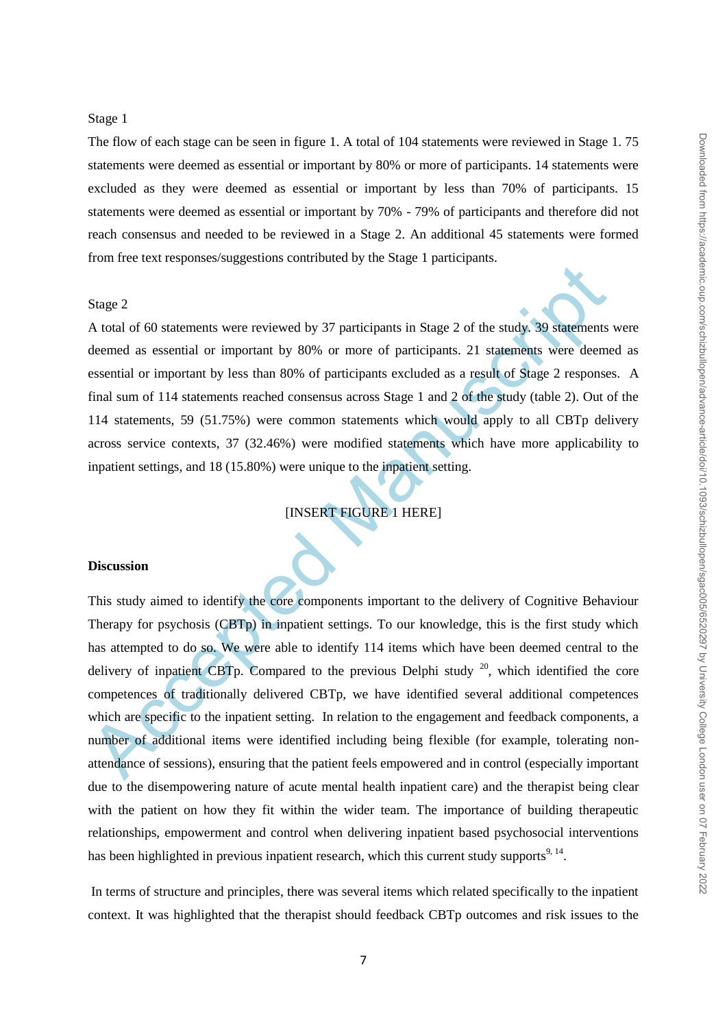Stage 1

The flow of each stage can be seen in figure 1. A total of 104 statements were reviewed in Stage 1. 75 statements were deemed as essential or important by 80% or more of participants. 14 statements were excluded as they were deemed as essential or important by less than 70% of participants. 15 statements were deemed as essential or important by 70% - 79% of participants and therefore did not reach consensus and needed to be reviewed in a Stage 2. An additional 45 statements were formed from free text responses/suggestions contributed by the Stage 1 participants.

Stage 2

A total of 60 statements were reviewed by 37 participants in Stage 2 of the study. 39 statements were deemed as essential or important by 80% or more of participants. 21 statements were deemed as essential or important by less than 80% of participants excluded as a result of Stage 2 responses. A final sum of 114 statements reached consensus across Stage 1 and 2 of the study (table 2). Out of the 114 statements, 59 (51.75%) were common statements which would apply to all CBTp delivery across service contexts, 37 (32.46%) were modified statements which have more applicability to inpatient settings, and 18 (15.80%) were unique to the inpatient setting.

[INSERT FIGURE 1 HERE]

**Discussion**

This study aimed to identify the core components important to the delivery of Cognitive Behaviour Therapy for psychosis (CBTp) in inpatient settings. To our knowledge, this is the first study which has attempted to do so. We were able to identify 114 items which have been deemed central to the delivery of inpatient CBTp. Compared to the previous Delphi study [20], which identified the core competences of traditionally delivered CBTp, we have identified several additional competences which are specific to the inpatient setting. In relation to the engagement and feedback components, a number of additional items were identified including being flexible (for example, tolerating non-attendance of sessions), ensuring that the patient feels empowered and in control (especially important due to the disempowering nature of acute mental health inpatient care) and the therapist being clear with the patient on how they fit within the wider team. The importance of building therapeutic relationships, empowerment and control when delivering inpatient based psychosocial interventions has been highlighted in previous inpatient research, which this current study supports[9, 14].

In terms of structure and principles, there was several items which related specifically to the inpatient context. It was highlighted that the therapist should feedback CBTp outcomes and risk issues to the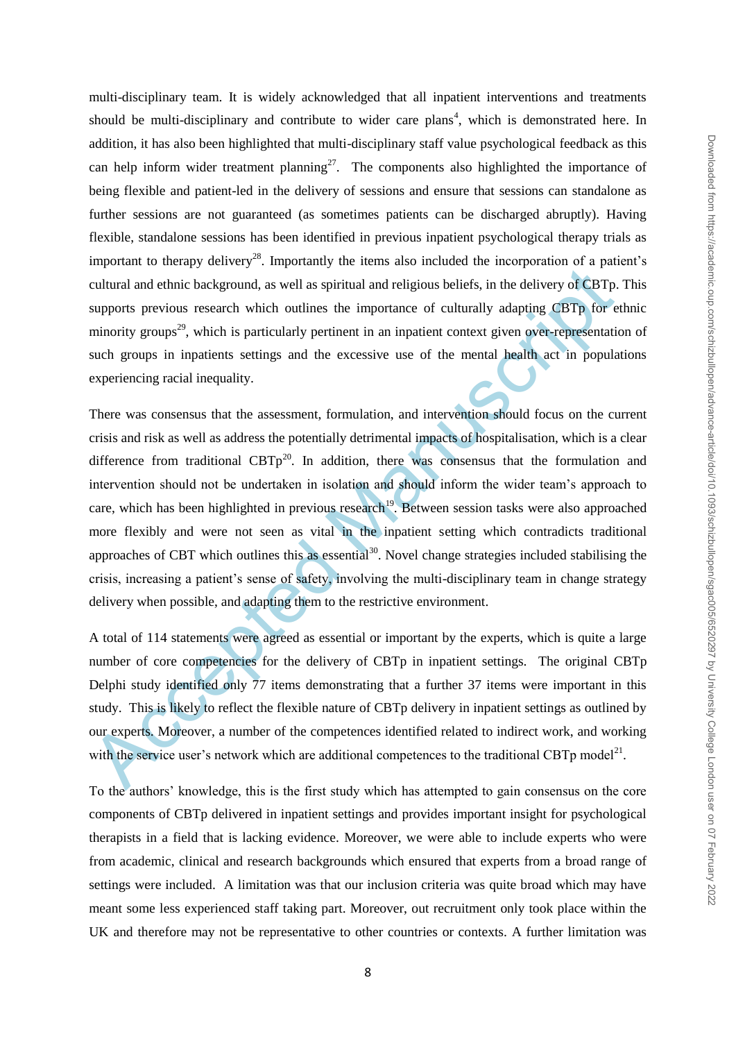multi-disciplinary team. It is widely acknowledged that all inpatient interventions and treatments should be multi-disciplinary and contribute to wider care plans[4], which is demonstrated here. In addition, it has also been highlighted that multi-disciplinary staff value psychological feedback as this can help inform wider treatment planning[27]. The components also highlighted the importance of being flexible and patient-led in the delivery of sessions and ensure that sessions can standalone as further sessions are not guaranteed (as sometimes patients can be discharged abruptly). Having flexible, standalone sessions has been identified in previous inpatient psychological therapy trials as important to therapy delivery[28]. Importantly the items also included the incorporation of a patient's cultural and ethnic background, as well as spiritual and religious beliefs, in the delivery of CBTp. This supports previous research which outlines the importance of culturally adapting CBTp for ethnic minority groups[29], which is particularly pertinent in an inpatient context given over-representation of such groups in inpatients settings and the excessive use of the mental health act in populations experiencing racial inequality.

There was consensus that the assessment, formulation, and intervention should focus on the current crisis and risk as well as address the potentially detrimental impacts of hospitalisation, which is a clear difference from traditional CBTp[20]. In addition, there was consensus that the formulation and intervention should not be undertaken in isolation and should inform the wider team's approach to care, which has been highlighted in previous research[19]. Between session tasks were also approached more flexibly and were not seen as vital in the inpatient setting which contradicts traditional approaches of CBT which outlines this as essential[30]. Novel change strategies included stabilising the crisis, increasing a patient's sense of safety, involving the multi-disciplinary team in change strategy delivery when possible, and adapting them to the restrictive environment.

A total of 114 statements were agreed as essential or important by the experts, which is quite a large number of core competencies for the delivery of CBTp in inpatient settings. The original CBTp Delphi study identified only 77 items demonstrating that a further 37 items were important in this study. This is likely to reflect the flexible nature of CBTp delivery in inpatient settings as outlined by our experts. Moreover, a number of the competences identified related to indirect work, and working with the service user's network which are additional competences to the traditional CBTp model[21].

To the authors' knowledge, this is the first study which has attempted to gain consensus on the core components of CBTp delivered in inpatient settings and provides important insight for psychological therapists in a field that is lacking evidence. Moreover, we were able to include experts who were from academic, clinical and research backgrounds which ensured that experts from a broad range of settings were included. A limitation was that our inclusion criteria was quite broad which may have meant some less experienced staff taking part. Moreover, out recruitment only took place within the UK and therefore may not be representative to other countries or contexts. A further limitation was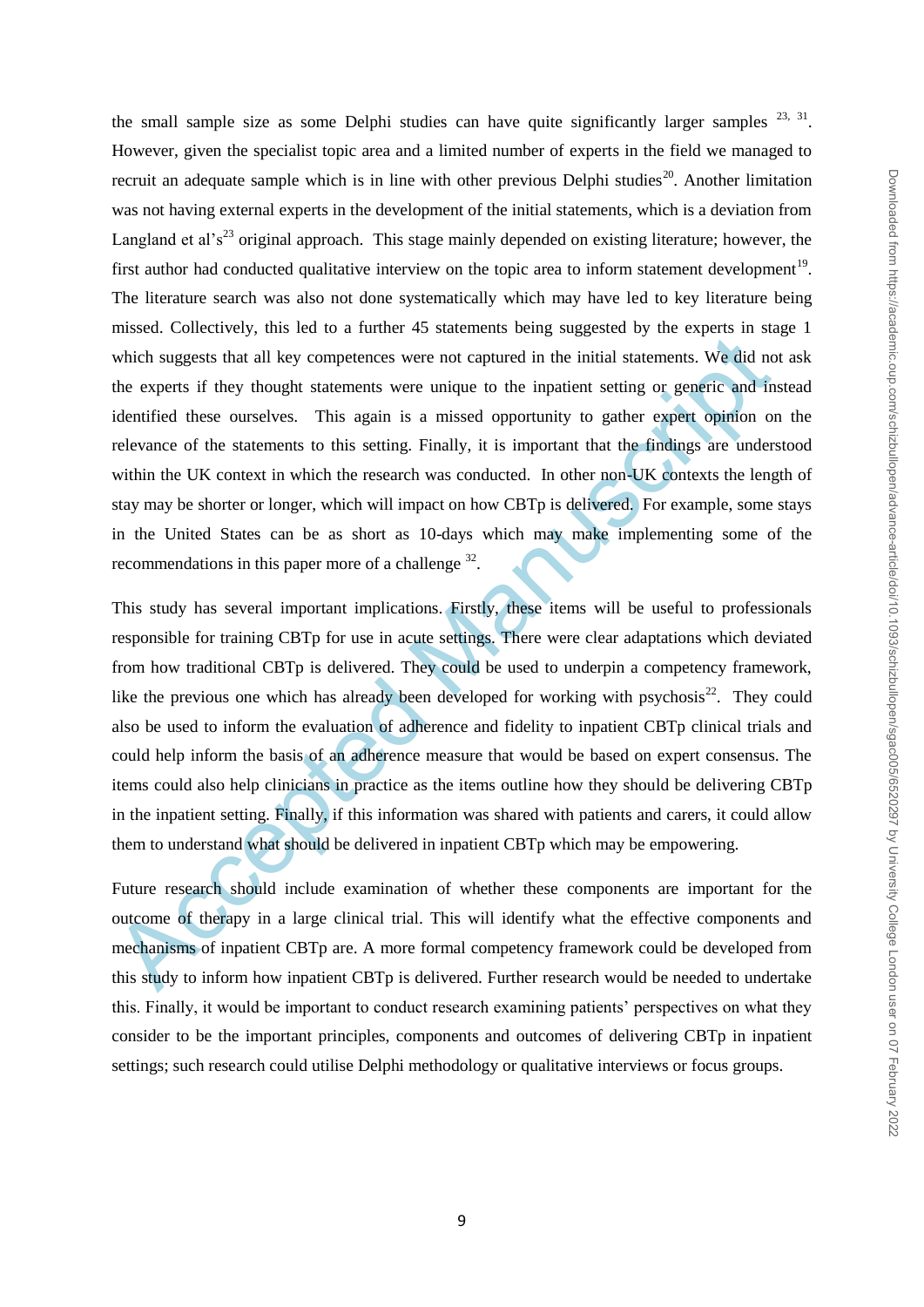the small sample size as some Delphi studies can have quite significantly larger samples [23, 31]. However, given the specialist topic area and a limited number of experts in the field we managed to recruit an adequate sample which is in line with other previous Delphi studies[20]. Another limitation was not having external experts in the development of the initial statements, which is a deviation from Langland et al's[23] original approach. This stage mainly depended on existing literature; however, the first author had conducted qualitative interview on the topic area to inform statement development[19]. The literature search was also not done systematically which may have led to key literature being missed. Collectively, this led to a further 45 statements being suggested by the experts in stage 1 which suggests that all key competences were not captured in the initial statements. We did not ask the experts if they thought statements were unique to the inpatient setting or generic and instead identified these ourselves. This again is a missed opportunity to gather expert opinion on the relevance of the statements to this setting. Finally, it is important that the findings are understood within the UK context in which the research was conducted. In other non-UK contexts the length of stay may be shorter or longer, which will impact on how CBTp is delivered. For example, some stays in the United States can be as short as 10-days which may make implementing some of the recommendations in this paper more of a challenge [32].

This study has several important implications. Firstly, these items will be useful to professionals responsible for training CBTp for use in acute settings. There were clear adaptations which deviated from how traditional CBTp is delivered. They could be used to underpin a competency framework, like the previous one which has already been developed for working with psychosis[22]. They could also be used to inform the evaluation of adherence and fidelity to inpatient CBTp clinical trials and could help inform the basis of an adherence measure that would be based on expert consensus. The items could also help clinicians in practice as the items outline how they should be delivering CBTp in the inpatient setting. Finally, if this information was shared with patients and carers, it could allow them to understand what should be delivered in inpatient CBTp which may be empowering.

Future research should include examination of whether these components are important for the outcome of therapy in a large clinical trial. This will identify what the effective components and mechanisms of inpatient CBTp are. A more formal competency framework could be developed from this study to inform how inpatient CBTp is delivered. Further research would be needed to undertake this. Finally, it would be important to conduct research examining patients' perspectives on what they consider to be the important principles, components and outcomes of delivering CBTp in inpatient settings; such research could utilise Delphi methodology or qualitative interviews or focus groups.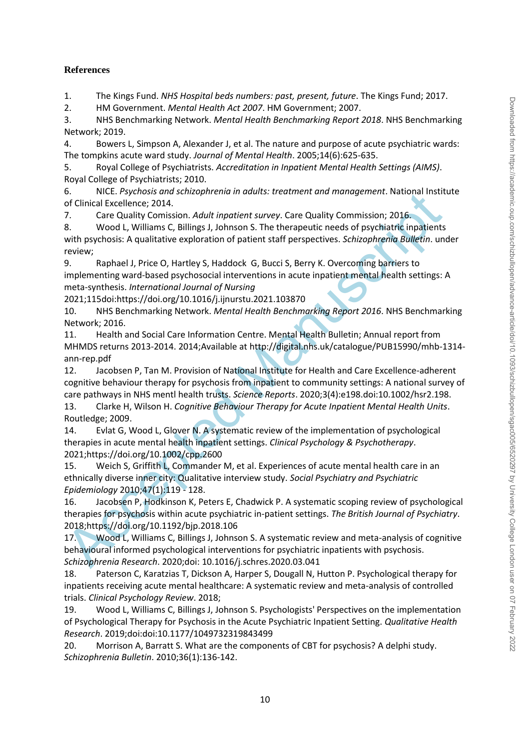**References**

1. The Kings Fund. *NHS Hospital beds numbers: past, present, future*. The Kings Fund; 2017.
2. HM Government. *Mental Health Act 2007*. HM Government; 2007.
3. NHS Benchmarking Network. *Mental Health Benchmarking Report 2018*. NHS Benchmarking Network; 2019.
4. Bowers L, Simpson A, Alexander J, et al. The nature and purpose of acute psychiatric wards: The tompkins acute ward study. *Journal of Mental Health*. 2005;14(6):625-635.
5. Royal College of Psychiatrists. *Accreditation in Inpatient Mental Health Settings (AIMS)*. Royal College of Psychiatrists; 2010.
6. NICE. *Psychosis and schizophrenia in adults: treatment and management*. National Institute of Clinical Excellence; 2014.
7. Care Quality Comission. *Adult inpatient survey*. Care Quality Commission; 2016.
8. Wood L, Williams C, Billings J, Johnson S. The therapeutic needs of psychiatric inpatients with psychosis: A qualitative exploration of patient staff perspectives. *Schizophrenia Bulletin*. under review;
9. Raphael J, Price O, Hartley S, Haddock G, Bucci S, Berry K. Overcoming barriers to implementing ward-based psychosocial interventions in acute inpatient mental health settings: A meta-synthesis. *International Journal of Nursing* 2021;115doi:https://doi.org/10.1016/j.ijnurstu.2021.103870
10. NHS Benchmarking Network. *Mental Health Benchmarking Report 2016*. NHS Benchmarking Network; 2016.
11. Health and Social Care Information Centre. Mental Health Bulletin; Annual report from MHMDS returns 2013-2014. 2014;Available at http://digital.nhs.uk/catalogue/PUB15990/mhb-1314-ann-rep.pdf
12. Jacobsen P, Tan M. Provision of National Institute for Health and Care Excellence-adherent cognitive behaviour therapy for psychosis from inpatient to community settings: A national survey of care pathways in NHS mentl health trusts. *Science Reports*. 2020;3(4):e198.doi:10.1002/hsr2.198.
13. Clarke H, Wilson H. *Cognitive Behaviour Therapy for Acute Inpatient Mental Health Units*. Routledge; 2009.
14. Evlat G, Wood L, Glover N. A systematic review of the implementation of psychological therapies in acute mental health inpatient settings. *Clinical Psychology & Psychotherapy*. 2021;https://doi.org/10.1002/cpp.2600
15. Weich S, Griffith L, Commander M, et al. Experiences of acute mental health care in an ethnically diverse inner city: Qualitative interview study. *Social Psychiatry and Psychiatric Epidemiology* 2010;47(1):119 - 128.
16. Jacobsen P, Hodkinson K, Peters E, Chadwick P. A systematic scoping review of psychological therapies for psychosis within acute psychiatric in-patient settings. *The British Journal of Psychiatry*. 2018;https://doi.org/10.1192/bjp.2018.106
17. Wood L, Williams C, Billings J, Johnson S. A systematic review and meta-analysis of cognitive behavioural informed psychological interventions for psychiatric inpatients with psychosis. *Schizophrenia Research*. 2020;doi: 10.1016/j.schres.2020.03.041
18. Paterson C, Karatzias T, Dickson A, Harper S, Dougall N, Hutton P. Psychological therapy for inpatients receiving acute mental healthcare: A systematic review and meta-analysis of controlled trials. *Clinical Psychology Review*. 2018;
19. Wood L, Williams C, Billings J, Johnson S. Psychologists' Perspectives on the implementation of Psychological Therapy for Psychosis in the Acute Psychiatric Inpatient Setting. *Qualitative Health Research*. 2019;doi:doi:10.1177/1049732319843499
20. Morrison A, Barratt S. What are the components of CBT for psychosis? A delphi study. *Schizophrenia Bulletin*. 2010;36(1):136-142.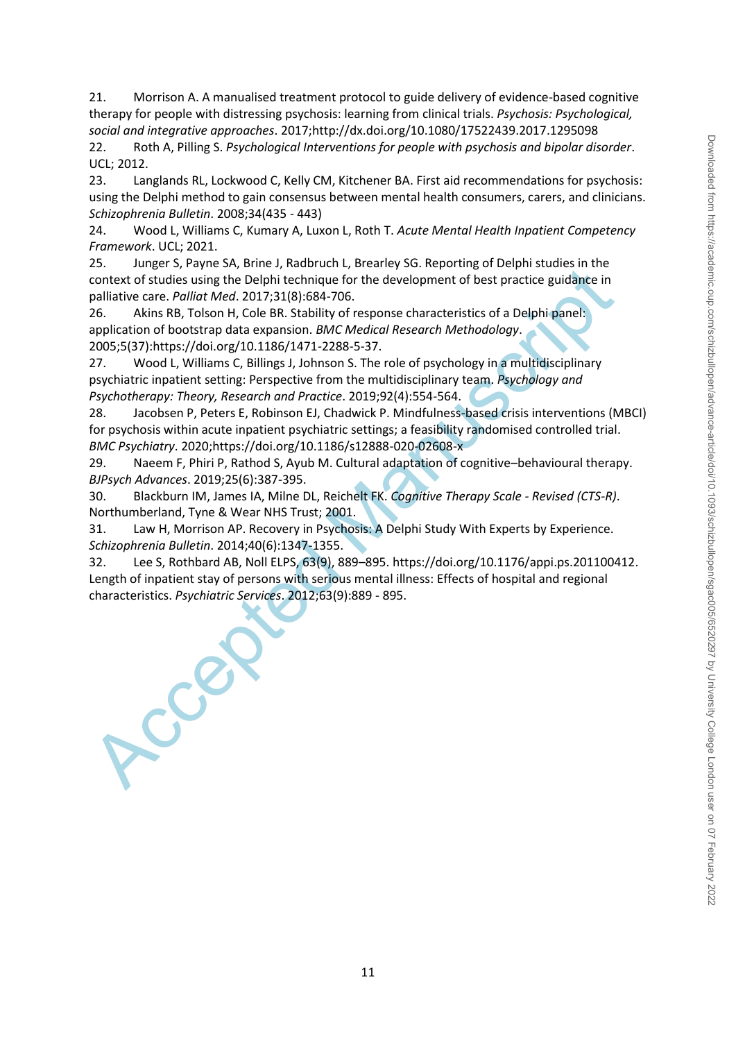21. Morrison A. A manualised treatment protocol to guide delivery of evidence-based cognitive therapy for people with distressing psychosis: learning from clinical trials. *Psychosis: Psychological, social and integrative approaches*. 2017;http://dx.doi.org/10.1080/17522439.2017.1295098

22. Roth A, Pilling S. *Psychological Interventions for people with psychosis and bipolar disorder*. UCL; 2012.

23. Langlands RL, Lockwood C, Kelly CM, Kitchener BA. First aid recommendations for psychosis: using the Delphi method to gain consensus between mental health consumers, carers, and clinicians. *Schizophrenia Bulletin*. 2008;34(435 - 443)

24. Wood L, Williams C, Kumary A, Luxon L, Roth T. *Acute Mental Health Inpatient Competency Framework*. UCL; 2021.

25. Junger S, Payne SA, Brine J, Radbruch L, Brearley SG. Reporting of Delphi studies in the context of studies using the Delphi technique for the development of best practice guidance in palliative care. *Palliat Med*. 2017;31(8):684-706.

26. Akins RB, Tolson H, Cole BR. Stability of response characteristics of a Delphi panel: application of bootstrap data expansion. *BMC Medical Research Methodology*. 2005;5(37):https://doi.org/10.1186/1471-2288-5-37.

27. Wood L, Williams C, Billings J, Johnson S. The role of psychology in a multidisciplinary psychiatric inpatient setting: Perspective from the multidisciplinary team. *Psychology and Psychotherapy: Theory, Research and Practice*. 2019;92(4):554-564.

28. Jacobsen P, Peters E, Robinson EJ, Chadwick P. Mindfulness-based crisis interventions (MBCI) for psychosis within acute inpatient psychiatric settings; a feasibility randomised controlled trial. *BMC Psychiatry*. 2020;https://doi.org/10.1186/s12888-020-02608-x

29. Naeem F, Phiri P, Rathod S, Ayub M. Cultural adaptation of cognitive–behavioural therapy. *BJPsych Advances*. 2019;25(6):387-395.

30. Blackburn IM, James IA, Milne DL, Reichelt FK. *Cognitive Therapy Scale - Revised (CTS-R)*. Northumberland, Tyne & Wear NHS Trust; 2001.

31. Law H, Morrison AP. Recovery in Psychosis: A Delphi Study With Experts by Experience. *Schizophrenia Bulletin*. 2014;40(6):1347-1355.

32. Lee S, Rothbard AB, Noll ELPS, 63(9), 889–895. https://doi.org/10.1176/appi.ps.201100412. Length of inpatient stay of persons with serious mental illness: Effects of hospital and regional characteristics. *Psychiatric Services*. 2012;63(9):889 - 895.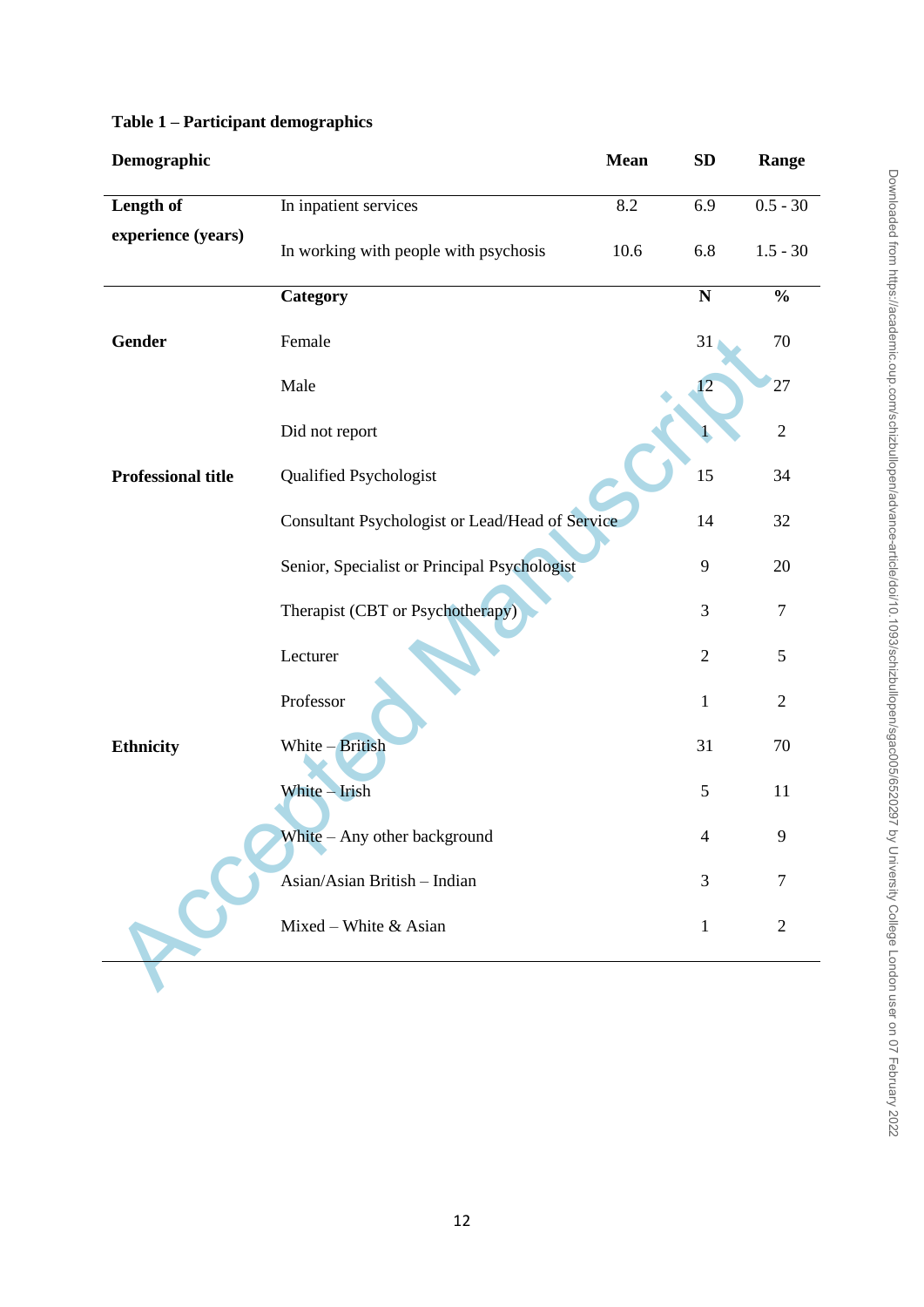**Table 1 – Participant demographics**

| Demographic | | Mean | SD | Range |
|---|---|---|---|---|
| Length of experience (years) | In inpatient services | 8.2 | 6.9 | 0.5 - 30 |
| | In working with people with psychosis | 10.6 | 6.8 | 1.5 - 30 |
| | **Category** | | **N** | **%** |
| **Gender** | Female | | 31 | 70 |
| | Male | | 12 | 27 |
| | Did not report | | 1 | 2 |
| **Professional title** | Qualified Psychologist | | 15 | 34 |
| | Consultant Psychologist or Lead/Head of Service | | 14 | 32 |
| | Senior, Specialist or Principal Psychologist | | 9 | 20 |
| | Therapist (CBT or Psychotherapy) | | 3 | 7 |
| | Lecturer | | 2 | 5 |
| | Professor | | 1 | 2 |
| **Ethnicity** | White – British | | 31 | 70 |
| | White – Irish | | 5 | 11 |
| | White – Any other background | | 4 | 9 |
| | Asian/Asian British – Indian | | 3 | 7 |
| | Mixed – White & Asian | | 1 | 2 |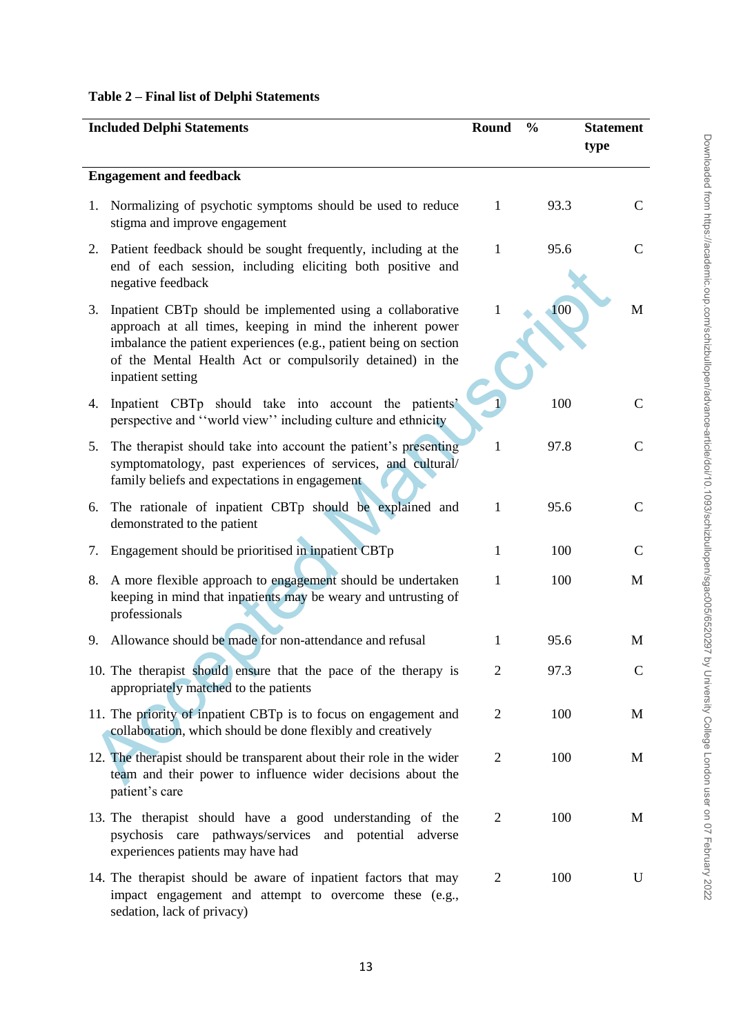**Table 2 – Final list of Delphi Statements**

| Included Delphi Statements | Round | % | Statement type |
|---|---|---|---|
| **Engagement and feedback** | | | |
| 1. Normalizing of psychotic symptoms should be used to reduce stigma and improve engagement | 1 | 93.3 | C |
| 2. Patient feedback should be sought frequently, including at the end of each session, including eliciting both positive and negative feedback | 1 | 95.6 | C |
| 3. Inpatient CBTp should be implemented using a collaborative approach at all times, keeping in mind the inherent power imbalance the patient experiences (e.g., patient being on section of the Mental Health Act or compulsorily detained) in the inpatient setting | 1 | 100 | M |
| 4. Inpatient CBTp should take into account the patients' perspective and ''world view'' including culture and ethnicity | 1 | 100 | C |
| 5. The therapist should take into account the patient's presenting symptomatology, past experiences of services, and cultural/ family beliefs and expectations in engagement | 1 | 97.8 | C |
| 6. The rationale of inpatient CBTp should be explained and demonstrated to the patient | 1 | 95.6 | C |
| 7. Engagement should be prioritised in inpatient CBTp | 1 | 100 | C |
| 8. A more flexible approach to engagement should be undertaken keeping in mind that inpatients may be weary and untrusting of professionals | 1 | 100 | M |
| 9. Allowance should be made for non-attendance and refusal | 1 | 95.6 | M |
| 10. The therapist should ensure that the pace of the therapy is appropriately matched to the patients | 2 | 97.3 | C |
| 11. The priority of inpatient CBTp is to focus on engagement and collaboration, which should be done flexibly and creatively | 2 | 100 | M |
| 12. The therapist should be transparent about their role in the wider team and their power to influence wider decisions about the patient's care | 2 | 100 | M |
| 13. The therapist should have a good understanding of the psychosis care pathways/services and potential adverse experiences patients may have had | 2 | 100 | M |
| 14. The therapist should be aware of inpatient factors that may impact engagement and attempt to overcome these (e.g., sedation, lack of privacy) | 2 | 100 | U |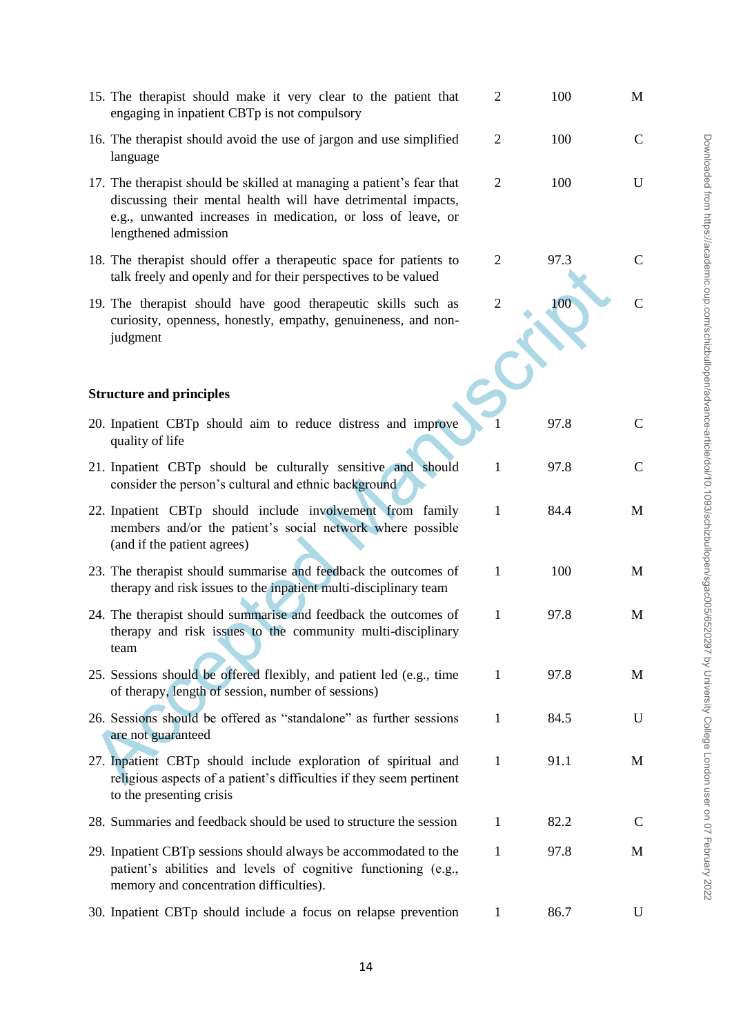| | | | |
|---|---|---|---|
| 15. The therapist should make it very clear to the patient that engaging in inpatient CBTp is not compulsory | 2 | 100 | M |
| 16. The therapist should avoid the use of jargon and use simplified language | 2 | 100 | C |
| 17. The therapist should be skilled at managing a patient's fear that discussing their mental health will have detrimental impacts, e.g., unwanted increases in medication, or loss of leave, or lengthened admission | 2 | 100 | U |
| 18. The therapist should offer a therapeutic space for patients to talk freely and openly and for their perspectives to be valued | 2 | 97.3 | C |
| 19. The therapist should have good therapeutic skills such as curiosity, openness, honestly, empathy, genuineness, and non-judgment | 2 | 100 | C |
| **Structure and principles** | | | |
| 20. Inpatient CBTp should aim to reduce distress and improve quality of life | 1 | 97.8 | C |
| 21. Inpatient CBTp should be culturally sensitive and should consider the person's cultural and ethnic background | 1 | 97.8 | C |
| 22. Inpatient CBTp should include involvement from family members and/or the patient's social network where possible (and if the patient agrees) | 1 | 84.4 | M |
| 23. The therapist should summarise and feedback the outcomes of therapy and risk issues to the inpatient multi-disciplinary team | 1 | 100 | M |
| 24. The therapist should summarise and feedback the outcomes of therapy and risk issues to the community multi-disciplinary team | 1 | 97.8 | M |
| 25. Sessions should be offered flexibly, and patient led (e.g., time of therapy, length of session, number of sessions) | 1 | 97.8 | M |
| 26. Sessions should be offered as "standalone" as further sessions are not guaranteed | 1 | 84.5 | U |
| 27. Inpatient CBTp should include exploration of spiritual and religious aspects of a patient's difficulties if they seem pertinent to the presenting crisis | 1 | 91.1 | M |
| 28. Summaries and feedback should be used to structure the session | 1 | 82.2 | C |
| 29. Inpatient CBTp sessions should always be accommodated to the patient's abilities and levels of cognitive functioning (e.g., memory and concentration difficulties). | 1 | 97.8 | M |
| 30. Inpatient CBTp should include a focus on relapse prevention | 1 | 86.7 | U |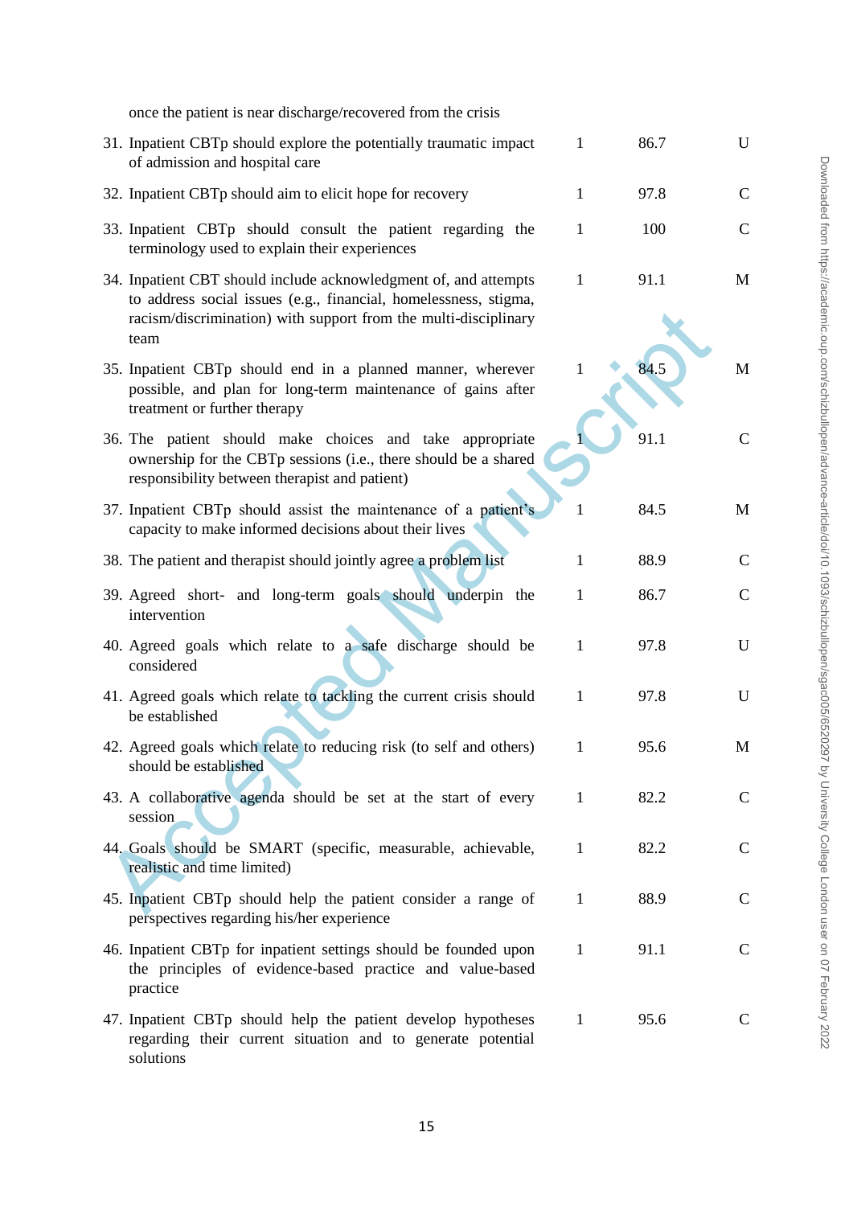| | | | |
|---|---|---|---|
| once the patient is near discharge/recovered from the crisis | | | |
| 31. Inpatient CBTp should explore the potentially traumatic impact of admission and hospital care | 1 | 86.7 | U |
| 32. Inpatient CBTp should aim to elicit hope for recovery | 1 | 97.8 | C |
| 33. Inpatient CBTp should consult the patient regarding the terminology used to explain their experiences | 1 | 100 | C |
| 34. Inpatient CBT should include acknowledgment of, and attempts to address social issues (e.g., financial, homelessness, stigma, racism/discrimination) with support from the multi-disciplinary team | 1 | 91.1 | M |
| 35. Inpatient CBTp should end in a planned manner, wherever possible, and plan for long-term maintenance of gains after treatment or further therapy | 1 | 84.5 | M |
| 36. The patient should make choices and take appropriate ownership for the CBTp sessions (i.e., there should be a shared responsibility between therapist and patient) | 1 | 91.1 | C |
| 37. Inpatient CBTp should assist the maintenance of a patient's capacity to make informed decisions about their lives | 1 | 84.5 | M |
| 38. The patient and therapist should jointly agree a problem list | 1 | 88.9 | C |
| 39. Agreed short- and long-term goals should underpin the intervention | 1 | 86.7 | C |
| 40. Agreed goals which relate to a safe discharge should be considered | 1 | 97.8 | U |
| 41. Agreed goals which relate to tackling the current crisis should be established | 1 | 97.8 | U |
| 42. Agreed goals which relate to reducing risk (to self and others) should be established | 1 | 95.6 | M |
| 43. A collaborative agenda should be set at the start of every session | 1 | 82.2 | C |
| 44. Goals should be SMART (specific, measurable, achievable, realistic and time limited) | 1 | 82.2 | C |
| 45. Inpatient CBTp should help the patient consider a range of perspectives regarding his/her experience | 1 | 88.9 | C |
| 46. Inpatient CBTp for inpatient settings should be founded upon the principles of evidence-based practice and value-based practice | 1 | 91.1 | C |
| 47. Inpatient CBTp should help the patient develop hypotheses regarding their current situation and to generate potential solutions | 1 | 95.6 | C |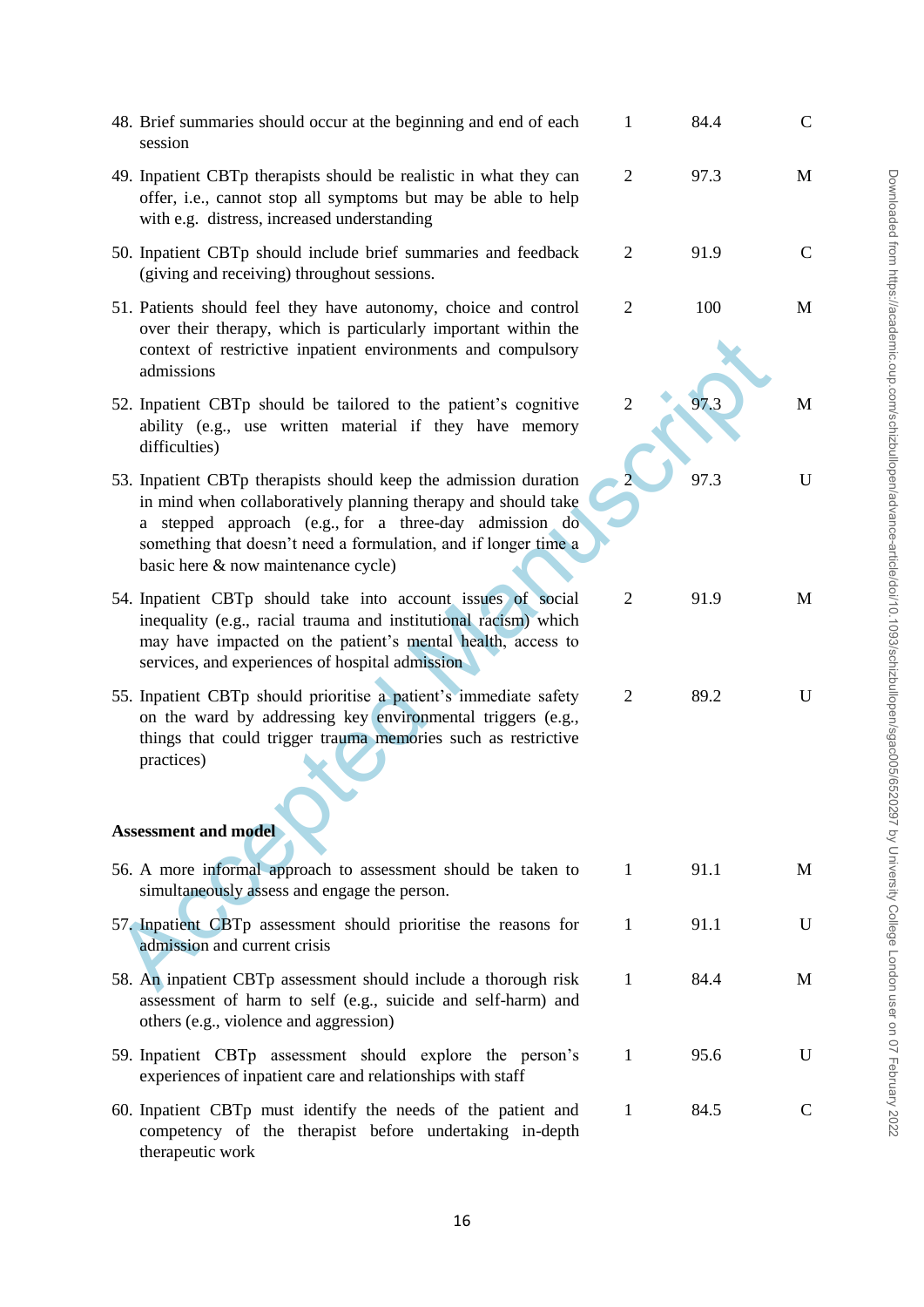| | | | |
|---|---|---|---|
| 48. Brief summaries should occur at the beginning and end of each session | 1 | 84.4 | C |
| 49. Inpatient CBTp therapists should be realistic in what they can offer, i.e., cannot stop all symptoms but may be able to help with e.g. distress, increased understanding | 2 | 97.3 | M |
| 50. Inpatient CBTp should include brief summaries and feedback (giving and receiving) throughout sessions. | 2 | 91.9 | C |
| 51. Patients should feel they have autonomy, choice and control over their therapy, which is particularly important within the context of restrictive inpatient environments and compulsory admissions | 2 | 100 | M |
| 52. Inpatient CBTp should be tailored to the patient's cognitive ability (e.g., use written material if they have memory difficulties) | 2 | 97.3 | M |
| 53. Inpatient CBTp therapists should keep the admission duration in mind when collaboratively planning therapy and should take a stepped approach (e.g., for a three-day admission do something that doesn't need a formulation, and if longer time a basic here & now maintenance cycle) | 2 | 97.3 | U |
| 54. Inpatient CBTp should take into account issues of social inequality (e.g., racial trauma and institutional racism) which may have impacted on the patient's mental health, access to services, and experiences of hospital admission | 2 | 91.9 | M |
| 55. Inpatient CBTp should prioritise a patient's immediate safety on the ward by addressing key environmental triggers (e.g., things that could trigger trauma memories such as restrictive practices) | 2 | 89.2 | U |
| **Assessment and model** | | | |
| 56. A more informal approach to assessment should be taken to simultaneously assess and engage the person. | 1 | 91.1 | M |
| 57. Inpatient CBTp assessment should prioritise the reasons for admission and current crisis | 1 | 91.1 | U |
| 58. An inpatient CBTp assessment should include a thorough risk assessment of harm to self (e.g., suicide and self-harm) and others (e.g., violence and aggression) | 1 | 84.4 | M |
| 59. Inpatient CBTp assessment should explore the person's experiences of inpatient care and relationships with staff | 1 | 95.6 | U |
| 60. Inpatient CBTp must identify the needs of the patient and competency of the therapist before undertaking in-depth therapeutic work | 1 | 84.5 | C |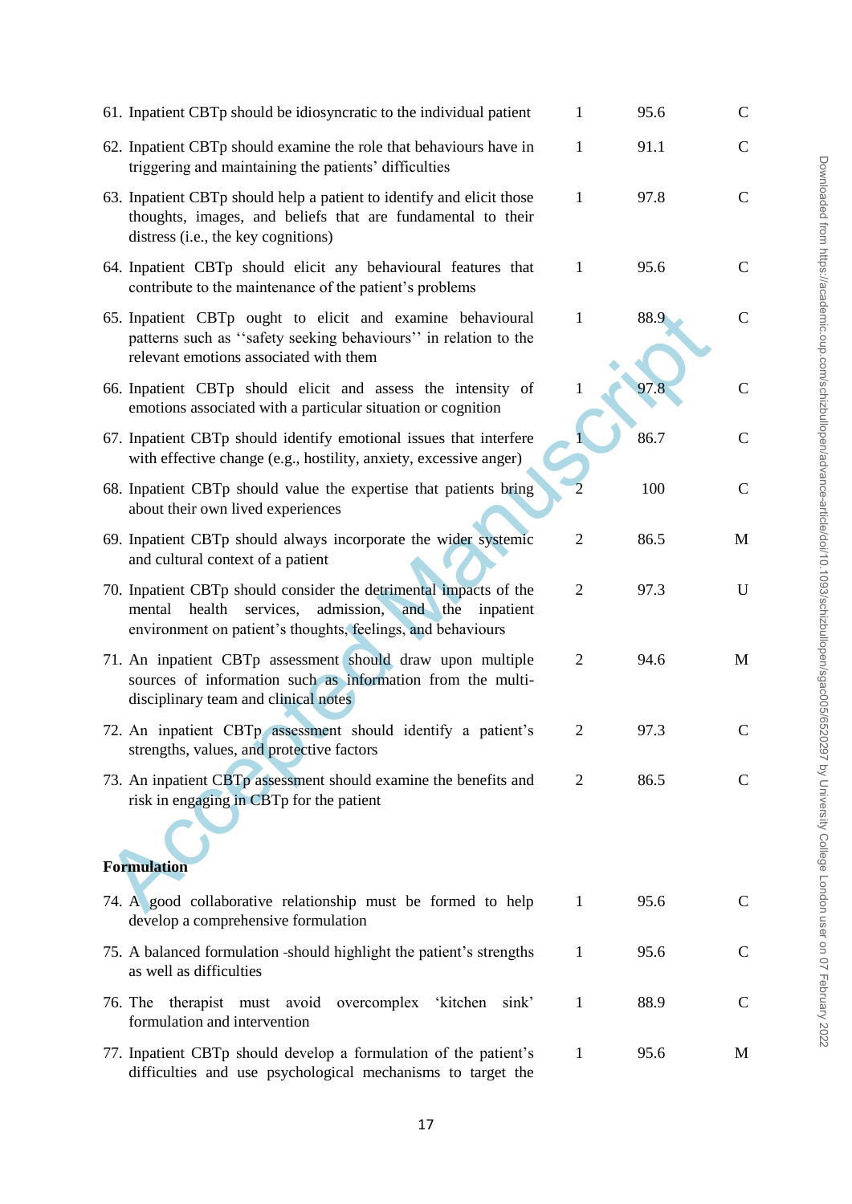| | | | |
|---|---|---|---|
| 61. Inpatient CBTp should be idiosyncratic to the individual patient | 1 | 95.6 | C |
| 62. Inpatient CBTp should examine the role that behaviours have in triggering and maintaining the patients' difficulties | 1 | 91.1 | C |
| 63. Inpatient CBTp should help a patient to identify and elicit those thoughts, images, and beliefs that are fundamental to their distress (i.e., the key cognitions) | 1 | 97.8 | C |
| 64. Inpatient CBTp should elicit any behavioural features that contribute to the maintenance of the patient's problems | 1 | 95.6 | C |
| 65. Inpatient CBTp ought to elicit and examine behavioural patterns such as ''safety seeking behaviours'' in relation to the relevant emotions associated with them | 1 | 88.9 | C |
| 66. Inpatient CBTp should elicit and assess the intensity of emotions associated with a particular situation or cognition | 1 | 97.8 | C |
| 67. Inpatient CBTp should identify emotional issues that interfere with effective change (e.g., hostility, anxiety, excessive anger) | 1 | 86.7 | C |
| 68. Inpatient CBTp should value the expertise that patients bring about their own lived experiences | 2 | 100 | C |
| 69. Inpatient CBTp should always incorporate the wider systemic and cultural context of a patient | 2 | 86.5 | M |
| 70. Inpatient CBTp should consider the detrimental impacts of the mental health services, admission, and the inpatient environment on patient's thoughts, feelings, and behaviours | 2 | 97.3 | U |
| 71. An inpatient CBTp assessment should draw upon multiple sources of information such as information from the multi-disciplinary team and clinical notes | 2 | 94.6 | M |
| 72. An inpatient CBTp assessment should identify a patient's strengths, values, and protective factors | 2 | 97.3 | C |
| 73. An inpatient CBTp assessment should examine the benefits and risk in engaging in CBTp for the patient | 2 | 86.5 | C |
| **Formulation** | | | |
| 74. A good collaborative relationship must be formed to help develop a comprehensive formulation | 1 | 95.6 | C |
| 75. A balanced formulation -should highlight the patient's strengths as well as difficulties | 1 | 95.6 | C |
| 76. The therapist must avoid overcomplex 'kitchen sink' formulation and intervention | 1 | 88.9 | C |
| 77. Inpatient CBTp should develop a formulation of the patient's difficulties and use psychological mechanisms to target the | 1 | 95.6 | M |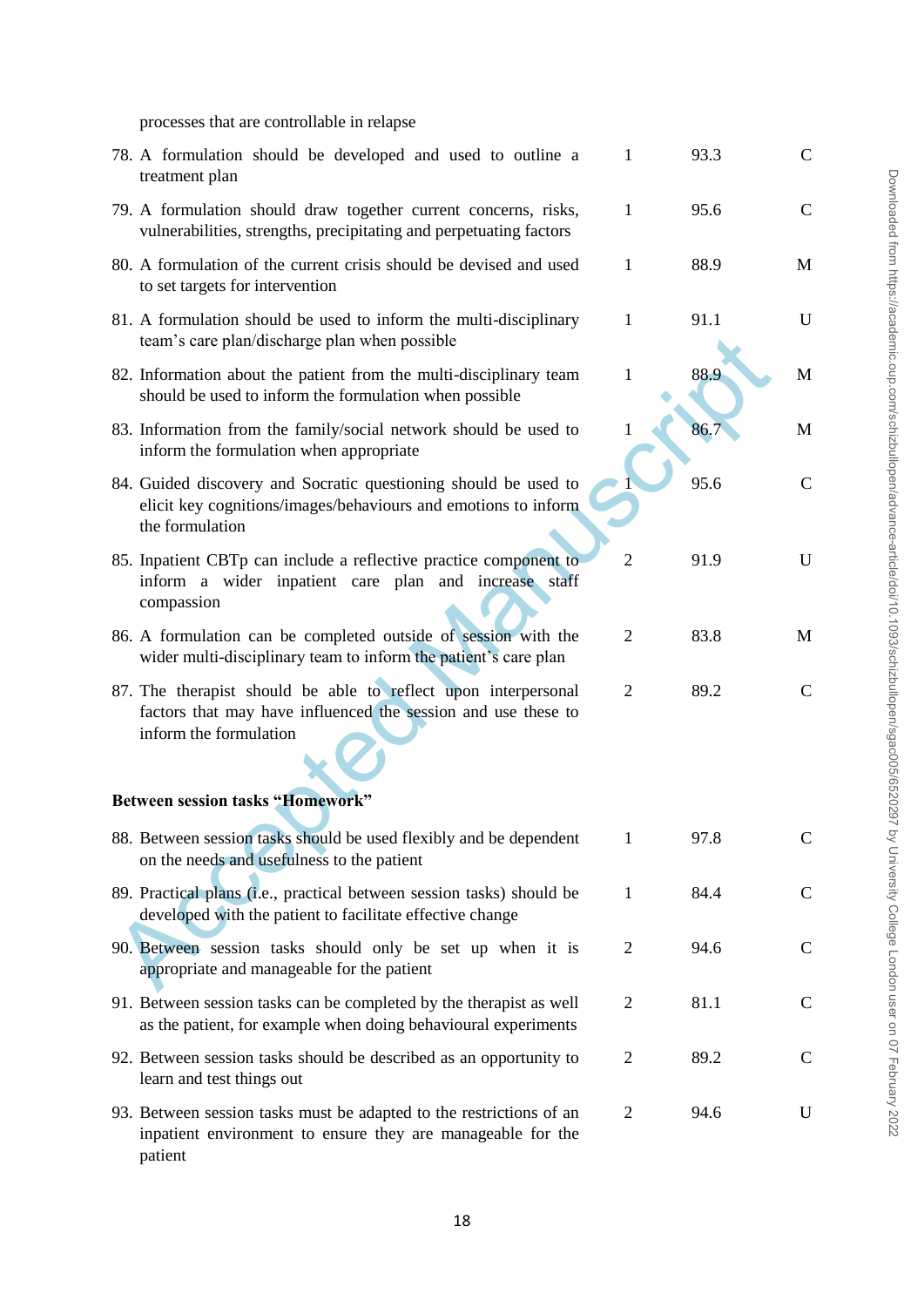| | | | |
|---|---|---|---|
| processes that are controllable in relapse | | | |
| 78. A formulation should be developed and used to outline a treatment plan | 1 | 93.3 | C |
| 79. A formulation should draw together current concerns, risks, vulnerabilities, strengths, precipitating and perpetuating factors | 1 | 95.6 | C |
| 80. A formulation of the current crisis should be devised and used to set targets for intervention | 1 | 88.9 | M |
| 81. A formulation should be used to inform the multi-disciplinary team's care plan/discharge plan when possible | 1 | 91.1 | U |
| 82. Information about the patient from the multi-disciplinary team should be used to inform the formulation when possible | 1 | 88.9 | M |
| 83. Information from the family/social network should be used to inform the formulation when appropriate | 1 | 86.7 | M |
| 84. Guided discovery and Socratic questioning should be used to elicit key cognitions/images/behaviours and emotions to inform the formulation | 1 | 95.6 | C |
| 85. Inpatient CBTp can include a reflective practice component to inform a wider inpatient care plan and increase staff compassion | 2 | 91.9 | U |
| 86. A formulation can be completed outside of session with the wider multi-disciplinary team to inform the patient's care plan | 2 | 83.8 | M |
| 87. The therapist should be able to reflect upon interpersonal factors that may have influenced the session and use these to inform the formulation | 2 | 89.2 | C |
| **Between session tasks "Homework"** | | | |
| 88. Between session tasks should be used flexibly and be dependent on the needs and usefulness to the patient | 1 | 97.8 | C |
| 89. Practical plans (i.e., practical between session tasks) should be developed with the patient to facilitate effective change | 1 | 84.4 | C |
| 90. Between session tasks should only be set up when it is appropriate and manageable for the patient | 2 | 94.6 | C |
| 91. Between session tasks can be completed by the therapist as well as the patient, for example when doing behavioural experiments | 2 | 81.1 | C |
| 92. Between session tasks should be described as an opportunity to learn and test things out | 2 | 89.2 | C |
| 93. Between session tasks must be adapted to the restrictions of an inpatient environment to ensure they are manageable for the patient | 2 | 94.6 | U |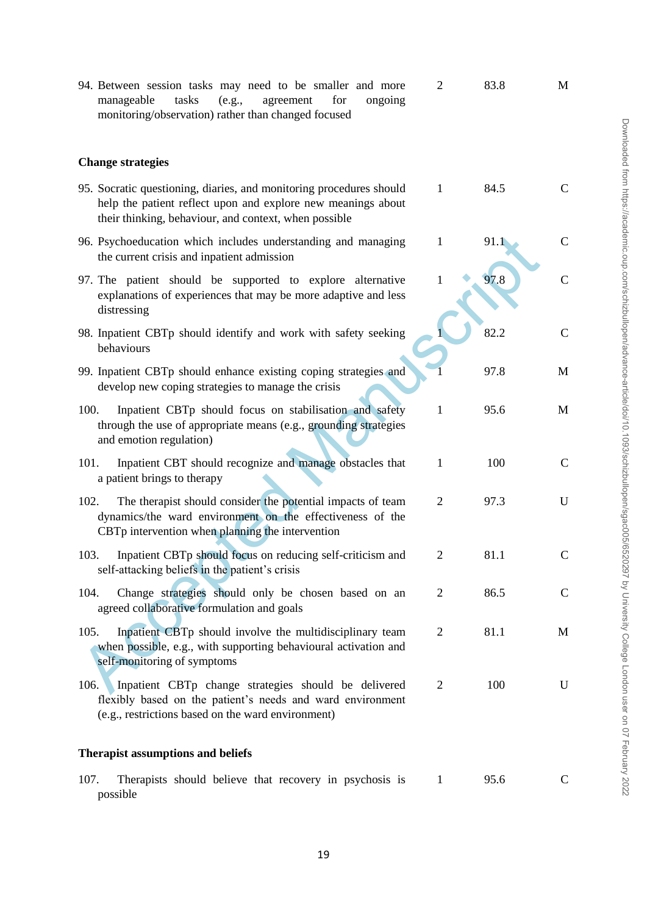| | | | |
|---|---|---|---|
| 94. Between session tasks may need to be smaller and more manageable tasks (e.g., agreement for ongoing monitoring/observation) rather than changed focused | 2 | 83.8 | M |
| **Change strategies** | | | |
| 95. Socratic questioning, diaries, and monitoring procedures should help the patient reflect upon and explore new meanings about their thinking, behaviour, and context, when possible | 1 | 84.5 | C |
| 96. Psychoeducation which includes understanding and managing the current crisis and inpatient admission | 1 | 91.1 | C |
| 97. The patient should be supported to explore alternative explanations of experiences that may be more adaptive and less distressing | 1 | 97.8 | C |
| 98. Inpatient CBTp should identify and work with safety seeking behaviours | 1 | 82.2 | C |
| 99. Inpatient CBTp should enhance existing coping strategies and develop new coping strategies to manage the crisis | 1 | 97.8 | M |
| 100. Inpatient CBTp should focus on stabilisation and safety through the use of appropriate means (e.g., grounding strategies and emotion regulation) | 1 | 95.6 | M |
| 101. Inpatient CBT should recognize and manage obstacles that a patient brings to therapy | 1 | 100 | C |
| 102. The therapist should consider the potential impacts of team dynamics/the ward environment on the effectiveness of the CBTp intervention when planning the intervention | 2 | 97.3 | U |
| 103. Inpatient CBTp should focus on reducing self-criticism and self-attacking beliefs in the patient's crisis | 2 | 81.1 | C |
| 104. Change strategies should only be chosen based on an agreed collaborative formulation and goals | 2 | 86.5 | C |
| 105. Inpatient CBTp should involve the multidisciplinary team when possible, e.g., with supporting behavioural activation and self-monitoring of symptoms | 2 | 81.1 | M |
| 106. Inpatient CBTp change strategies should be delivered flexibly based on the patient's needs and ward environment (e.g., restrictions based on the ward environment) | 2 | 100 | U |
| **Therapist assumptions and beliefs** | | | |
| 107. Therapists should believe that recovery in psychosis is possible | 1 | 95.6 | C |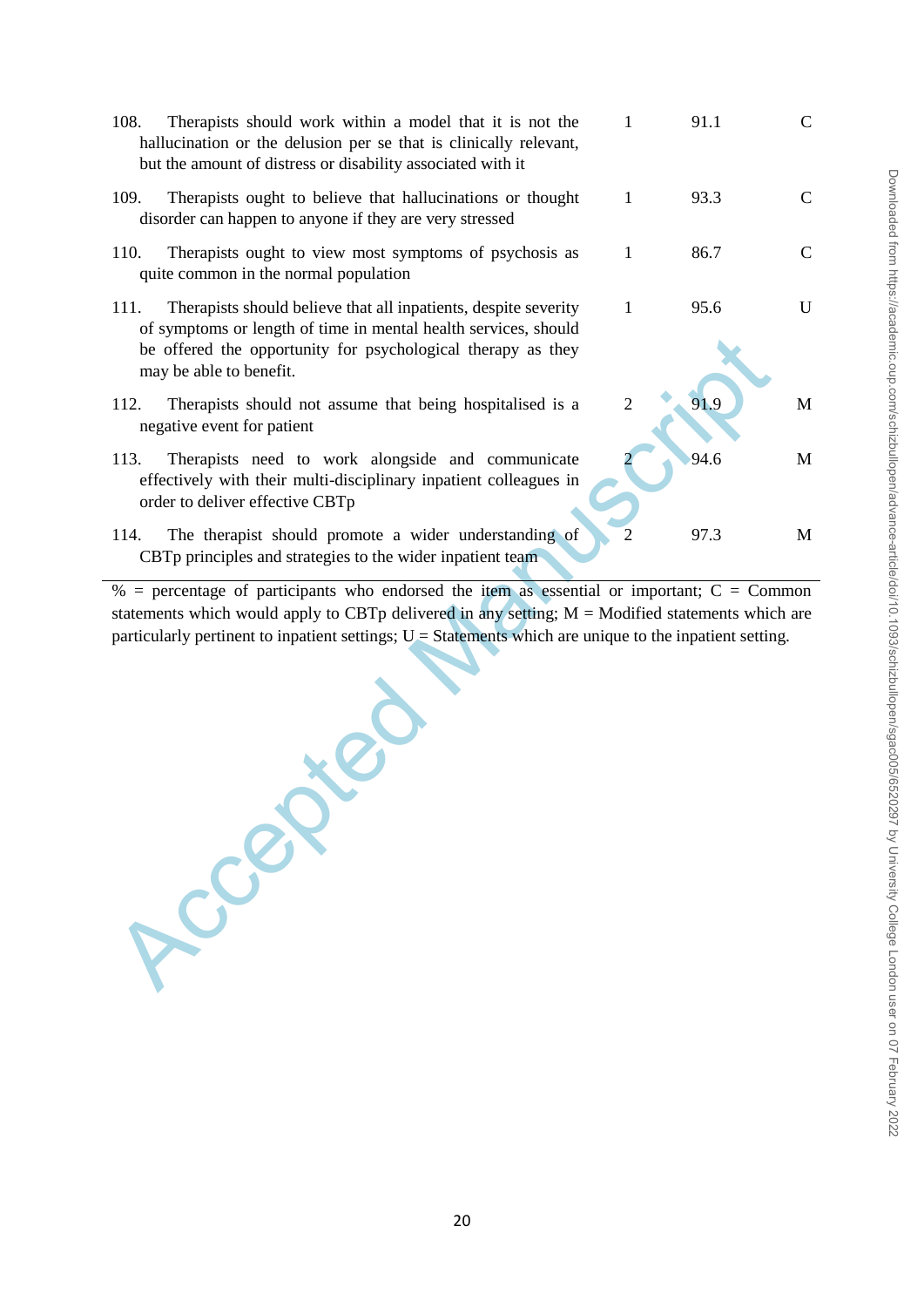| | | | |
|---|---|---|---|
| 108. Therapists should work within a model that it is not the hallucination or the delusion per se that is clinically relevant, but the amount of distress or disability associated with it | 1 | 91.1 | C |
| 109. Therapists ought to believe that hallucinations or thought disorder can happen to anyone if they are very stressed | 1 | 93.3 | C |
| 110. Therapists ought to view most symptoms of psychosis as quite common in the normal population | 1 | 86.7 | C |
| 111. Therapists should believe that all inpatients, despite severity of symptoms or length of time in mental health services, should be offered the opportunity for psychological therapy as they may be able to benefit. | 1 | 95.6 | U |
| 112. Therapists should not assume that being hospitalised is a negative event for patient | 2 | 91.9 | M |
| 113. Therapists need to work alongside and communicate effectively with their multi-disciplinary inpatient colleagues in order to deliver effective CBTp | 2 | 94.6 | M |
| 114. The therapist should promote a wider understanding of CBTp principles and strategies to the wider inpatient team | 2 | 97.3 | M |

% = percentage of participants who endorsed the item as essential or important; C = Common statements which would apply to CBTp delivered in any setting; M = Modified statements which are particularly pertinent to inpatient settings; U = Statements which are unique to the inpatient setting.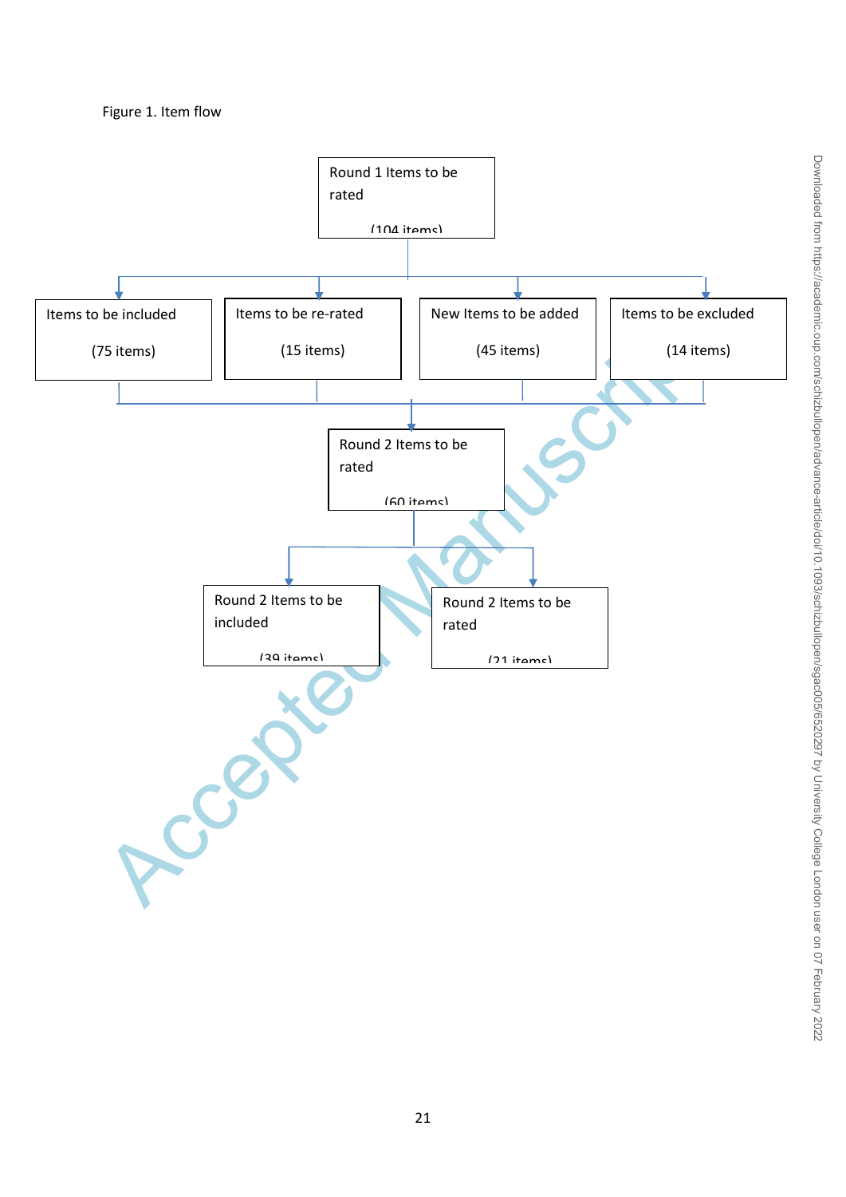Figure 1. Item flow

Round 1 Items to be rated

(104 items)

Items to be included

(75 items)

Items to be re-rated

(15 items)

New Items to be added

(45 items)

Items to be excluded

(14 items)

Round 2 Items to be rated

(60 items)

Round 2 Items to be included

(39 items)

Round 2 Items to be rated

(21 items)